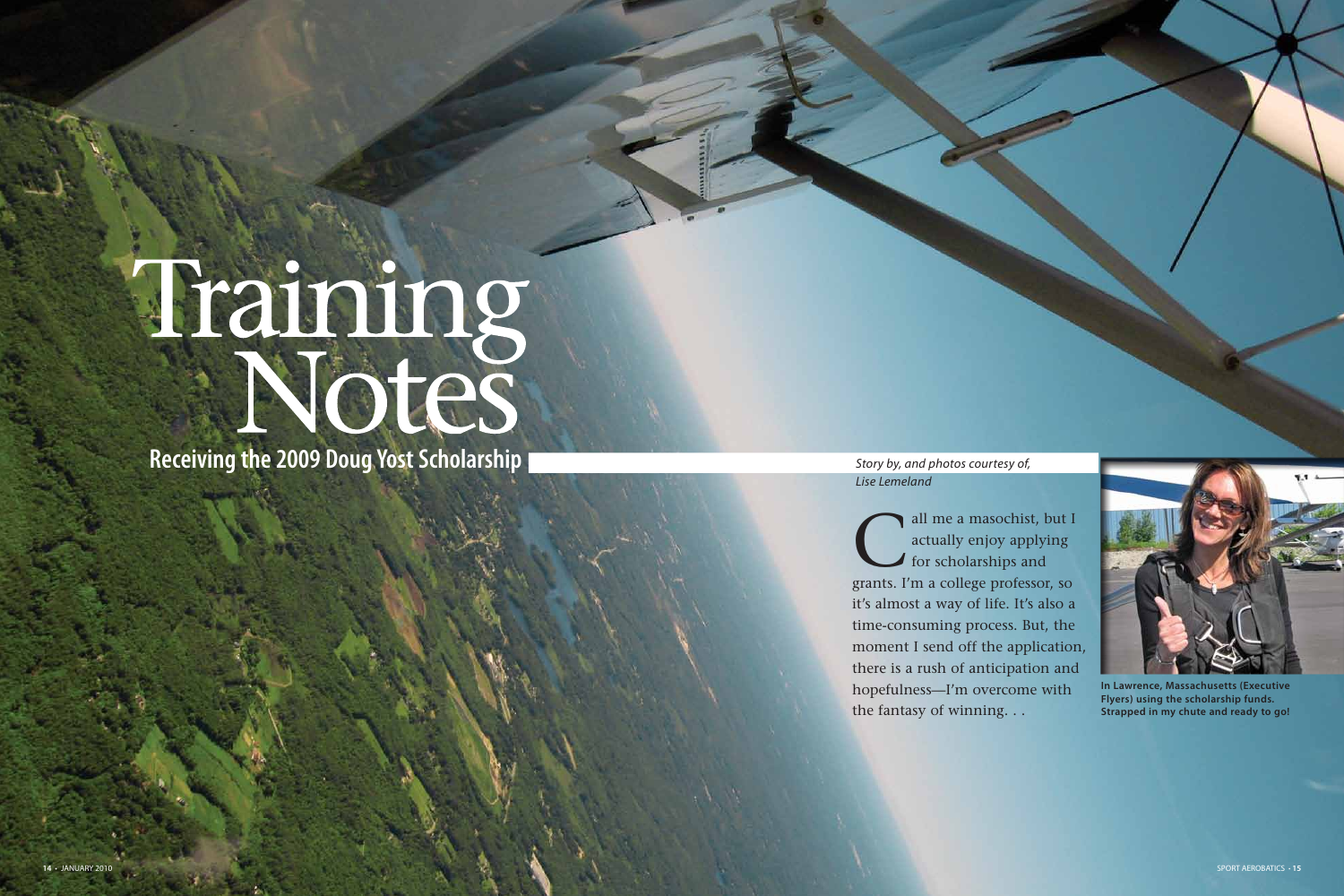# Training Notes

## Receiving the 2009 Doug Yost Scholarship

*Story by, and photos courtesy of, Lise Lemeland*

Call me a masochist, but I actually enjoy applying for scholarships and grants. I'm a college professor, so it's almost a way of life. It's also a time-consuming process. But, the moment I send off the application, there is a rush of anticipation and hopefulness—I'm overcome with the fantasy of winning. . .

**In Lawrence, Massachusetts (Executive Flyers) using the scholarship funds. Strapped in my chute and ready to go!**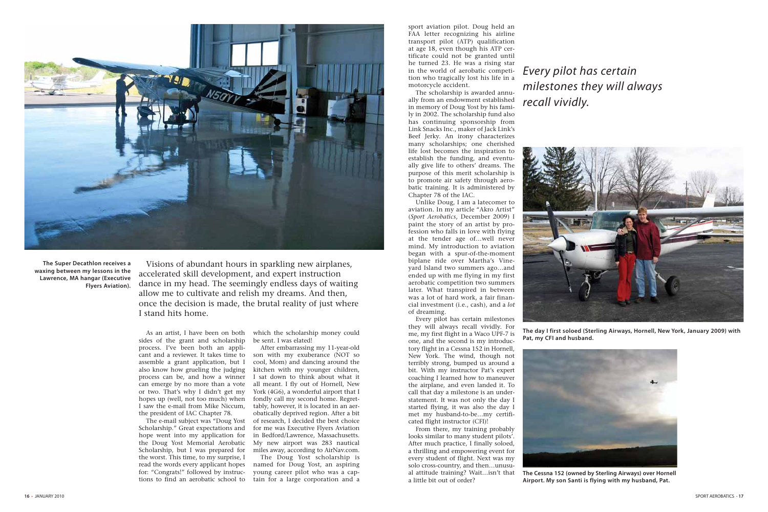The Super Decathlon receives a waxing between my lessons in the Lawrence, MA hangar (Executive Flyers Aviation).

Visions of abundant hours in sparkling new airplanes, accelerated skill development, and expert instruction dance in my head. The seemingly endless days of waiting allow me to cultivate and relish my dreams. And then, once the decision is made, the brutal reality of just where I stand hits home.

As an artist, I have been on both sides of the grant and scholarship process. I've been both an applicant and a reviewer. It takes time to assemble a grant application, but I also know how grueling the judging process can be, and how a winner can emerge by no more than a vote or two. That's why I didn't get my hopes up (well, not too much) when I saw the e-mail from Mike Niccum, the president of IAC Chapter 78.

The e-mail subject was "Doug Yost Scholarship." Great expectations and hope went into my application for the Doug Yost Memorial Aerobatic Scholarship, but I was prepared for the worst. This time, to my surprise, I read the words every applicant hopes for: "Congrats!" followed by instructions to find an aerobatic school to which the scholarship money could be sent. I was elated!

After embarrassing my 11-year-old son with my exuberance (NOT so cool, Mom) and dancing around the kitchen with my younger children, I sat down to think about what it all meant. I fly out of Hornell, New York (4G6), a wonderful airport that I fondly call my second home. Regrettably, however, it is located in an aerobatically deprived region. After a bit of research, I decided the best choice for me was Executive Flyers Aviation in Bedford/Lawrence, Massachusetts. My new airport was 283 nautical miles away, according to AirNav.com.

The Doug Yost scholarship is named for Doug Yost, an aspiring young career pilot who was a captain for a large corporation and a sport aviation pilot. Doug held an FAA letter recognizing his airline transport pilot (ATP) qualification at age 18, even though his ATP certificate could not be granted until he turned 23. He was a rising star in the world of aerobatic competition who tragically lost his life in a motorcycle accident.

The scholarship is awarded annually from an endowment established in memory of Doug Yost by his family in 2002. The scholarship fund also has continuing sponsorship from Link Snacks Inc., maker of Jack Link's Beef Jerky. An irony characterizes many scholarships; one cherished life lost becomes the inspiration to establish the funding, and eventually give life to others' dreams. The purpose of this merit scholarship is to promote air safety through aerobatic training. It is administered by Chapter 78 of the IAC.

Unlike Doug, I am a latecomer to aviation. In my article "Akro Artist" (*Sport Aerobatics*, December 2009) I paint the story of an artist by profession who falls in love with flying at the tender age of…well never mind. My introduction to aviation began with a spur-of-the-moment biplane ride over Martha's Vineyard Island two summers ago…and ended up with me flying in my first aerobatic competition two summers later. What transpired in between was a lot of hard work, a fair financial investment (i.e., cash), and a *lot* of dreaming.

*Every pilot has certain milestones they will always recall vividly.*

Every pilot has certain milestones they will always recall vividly. For me, my first flight in a Waco UPF-7 is one, and the second is my introductory flight in a Cessna 152 in Hornell, New York. The wind, though not terribly strong, bumped us around a bit. With my instructor Pat's expert coaching I learned how to maneuver the airplane, and even landed it. To call that day a milestone is an understatement. It was not only the day I started flying, it was also the day I met my husband-to-be…my certificated flight instructor (CFI)!

From there, my training probably looks similar to many student pilots'. After much practice, I finally soloed, a thrilling and empowering event for every student of flight. Next was my solo cross-country, and then…unusual attitude training? Wait…isn't that a little bit out of order?

**The day I first soloed (Sterling Airways, Hornell, New York, January 2009) with Pat, my CFI and husband.**

**The Cessna 152 (owned by Sterling Airways) over Hornell Airport. My son Santi is flying with my husband, Pat.**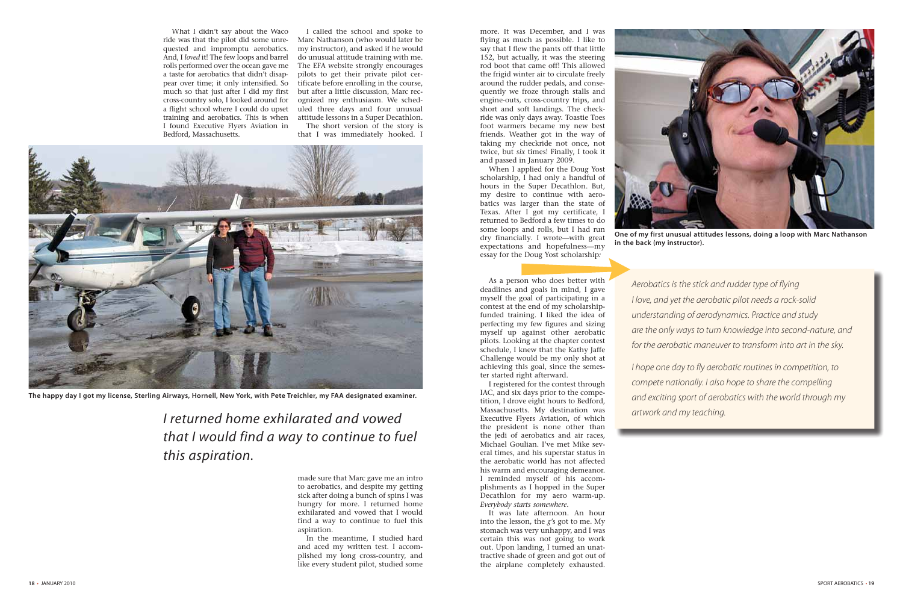What I didn't say about the Waco ride was that the pilot did some unrequested and impromptu aerobatics. And, I *loved* it! The few loops and barrel rolls performed over the ocean gave me a taste for aerobatics that didn't disappear over time; it only intensified. So much so that just after I did my first cross-country solo, I looked around for a flight school where I could do upset training and aerobatics. This is when I found Executive Flyers Aviation in Bedford, Massachusetts.

I called the school and spoke to Marc Nathanson (who would later be my instructor), and asked if he would do unusual attitude training with me. The EFA website strongly encourages pilots to get their private pilot certificate before enrolling in the course, but after a little discussion, Marc recognized my enthusiasm. We scheduled three days and four unusual attitude lessons in a Super Decathlon.

The short version of the story is that I was immediately hooked. I made sure that Marc gave me an intro to aerobatics, and despite my getting sick after doing a bunch of spins I was hungry for more. I returned home exhilarated and vowed that I would find a way to continue to fuel this aspiration.

The happy day I got my license, Sterling Airways, Hornell, New York, with Pete Treichler, my FAA designated examiner.

*I returned home exhilarated and vowed that I would find a way to continue to fuel this aspiration.*

In the meantime, I studied hard and aced my written test. I accomplished my long cross-country, and like every student pilot, studied some more. It was December, and I was flying as much as possible. I like to say that I flew the pants off that little 152, but actually, it was the steering rod boot that came off! This allowed the frigid winter air to circulate freely around the rudder pedals, and consequently we froze through stalls and engine-outs, cross-country trips, and short and soft landings. The checkride was only days away. Toastie Toes foot warmers became my new best friends. Weather got in the way of taking my checkride not once, not twice, but *six* times! Finally, I took it and passed in January 2009.

When I applied for the Doug Yost scholarship, I had only a handful of hours in the Super Decathlon. But, my desire to continue with aerobatics was larger than the state of Texas. After I got my certificate, I returned to Bedford a few times to do some loops and rolls, but I had run dry financially. I wrote—with great expectations and hopefulness—my essay for the Doug Yost scholarship:

> *Aerobatics is the stick and rudder type of flying I love, and yet the aerobatic pilot needs a rock-solid understanding of aerodynamics. Practice and study are the only ways to turn knowledge into second-nature, and for the aerobatic maneuver to transform into art in the sky.*
>
> *I hope one day to fly aerobatic routines in competition, to compete nationally. I also hope to share the compelling and exciting sport of aerobatics with the world through my artwork and my teaching.*

One of my first unusual attitudes lessons, doing a loop with Marc Nathanson in the back (my instructor).

As a person who does better with deadlines and goals in mind, I gave myself the goal of participating in a contest at the end of my scholarship-funded training. I liked the idea of perfecting my few figures and sizing myself up against other aerobatic pilots. Looking at the chapter contest schedule, I knew that the Kathy Jaffe Challenge would be my only shot at achieving this goal, since the semester started right afterward.

I registered for the contest through IAC, and six days prior to the competition, I drove eight hours to Bedford, Massachusetts. My destination was Executive Flyers Aviation, of which the president is none other than the jedi of aerobatics and air races, Michael Goulian. I've met Mike several times, and his superstar status in the aerobatic world has not affected his warm and encouraging demeanor. I reminded myself of his accomplishments as I hopped in the Super Decathlon for my aero warm-up. *Everybody starts somewhere.*

It was late afternoon. An hour into the lesson, the *g's* got to me. My stomach was very unhappy, and I was certain this was not going to work out. Upon landing, I turned an unattractive shade of green and got out of the airplane completely exhausted.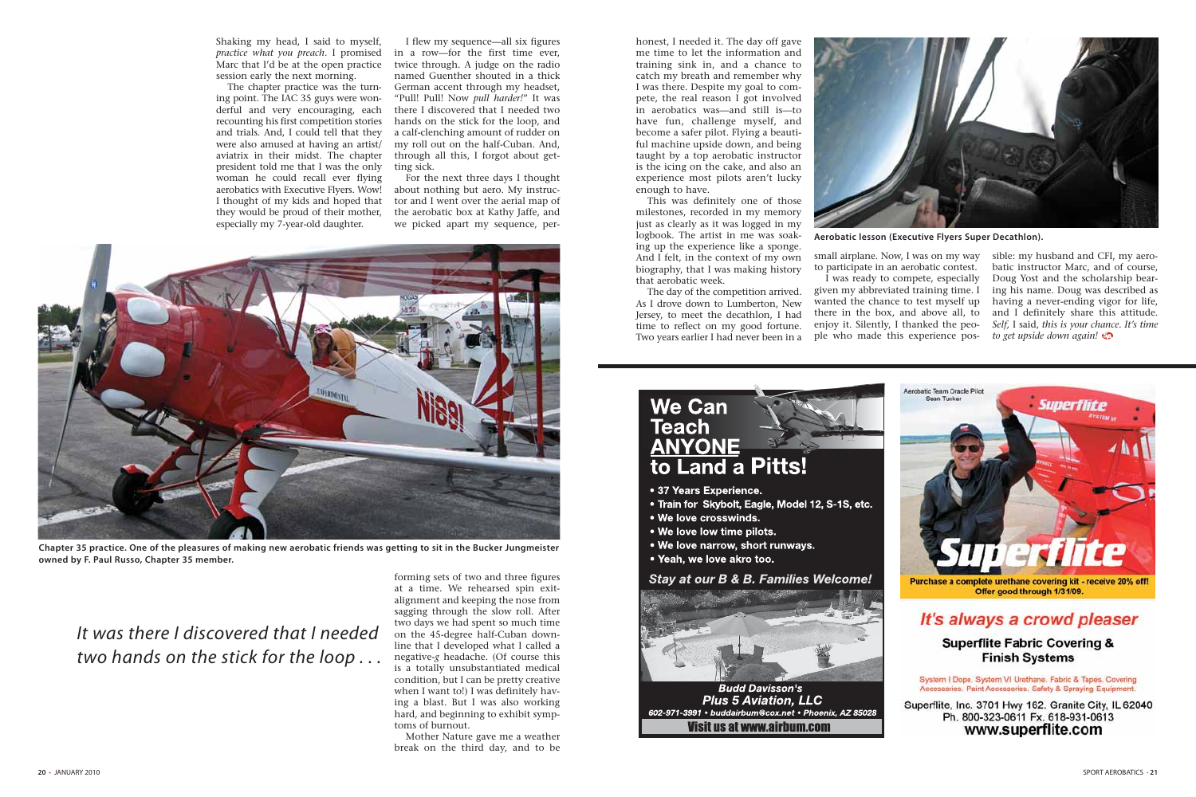Shaking my head, I said to myself, *practice what you preach*. I promised Marc that I'd be at the open practice session early the next morning.

The chapter practice was the turning point. The IAC 35 guys were wonderful and very encouraging, each recounting his first competition stories and trials. And, I could tell that they were also amused at having an artist/aviatrix in their midst. The chapter president told me that I was the only woman he could recall ever flying aerobatics with Executive Flyers. Wow! I thought of my kids and hoped that they would be proud of their mother, especially my 7-year-old daughter.

I flew my sequence—all six figures in a row—for the first time ever, twice through. A judge on the radio named Guenther shouted in a thick German accent through my headset, "Pull! Pull! Now *pull harder!*" It was there I discovered that I needed two hands on the stick for the loop, and a calf-clenching amount of rudder on my roll out on the half-Cuban. And, through all this, I forgot about getting sick.

For the next three days I thought about nothing but aero. My instructor and I went over the aerial map of the aerobatic box at Kathy Jaffe, and we picked apart my sequence, performing sets of two and three figures at a time. We rehearsed spin exit-alignment and keeping the nose from sagging through the slow roll. After two days we had spent so much time on the 45-degree half-Cuban downline that I developed what I called a negative-*g* headache. (Of course this is a totally unsubstantiated medical condition, but I can be pretty creative when I want to!) I was definitely having a blast. But I was also working hard, and beginning to exhibit symptoms of burnout.

Mother Nature gave me a weather break on the third day, and to be honest, I needed it. The day off gave me time to let the information and training sink in, and a chance to catch my breath and remember why I was there. Despite my goal to compete, the real reason I got involved in aerobatics was—and still is—to have fun, challenge myself, and become a safer pilot. Flying a beautiful machine upside down, and being taught by a top aerobatic instructor is the icing on the cake, and also an experience most pilots aren't lucky enough to have.

This was definitely one of those milestones, recorded in my memory just as clearly as it was logged in my logbook. The artist in me was soaking up the experience like a sponge. And I felt, in the context of my own biography, that I was making history that aerobatic week.

The day of the competition arrived. As I drove down to Lumberton, New Jersey, to meet the decathlon, I had time to reflect on my good fortune. Two years earlier I had never been in a small airplane. Now, I was on my way to participate in an aerobatic contest.

I was ready to compete, especially given my abbreviated training time. I wanted the chance to test myself up there in the box, and above all, to enjoy it. Silently, I thanked the people who made this experience possible: my husband and CFI, my aerobatic instructor Marc, and of course, Doug Yost and the scholarship bearing his name. Doug was described as having a never-ending vigor for life, and I definitely share this attitude. *Self,* I said, *this is your chance. It's time to get upside down again!*

Aerobatic lesson (Executive Flyers Super Decathlon).

Chapter 35 practice. One of the pleasures of making new aerobatic friends was getting to sit in the Bucker Jungmeister owned by F. Paul Russo, Chapter 35 member.

*It was there I discovered that I needed two hands on the stick for the loop . . .*

**We Can Teach ANYONE to Land a Pitts!**

- 37 Years Experience.
- Train for Skybolt, Eagle, Model 12, S-1S, etc.
- We love crosswinds.
- We love low time pilots.
- We love narrow, short runways.
- Yeah, we love akro too.

*Stay at our B & B. Families Welcome!*

*Budd Davisson's Plus 5 Aviation, LLC*
602-971-3991 • buddairbum@cox.net • Phoenix, AZ 85028
Visit us at www.airbum.com

Aerobatic Team Oracle Pilot Sean Tucker

Superflite

Purchase a complete urethane covering kit - receive 20% off! Offer good through 1/31/09.

*It's always a crowd pleaser*

**Superflite Fabric Covering & Finish Systems**

System I Dope. System VI Urethane. Fabric & Tapes. Covering Accessories. Paint Accessories. Safety & Spraying Equipment.

Superflite, Inc. 3701 Hwy 162. Granite City, IL 62040
Ph. 800-323-0611 Fx. 618-931-0613
www.superflite.com